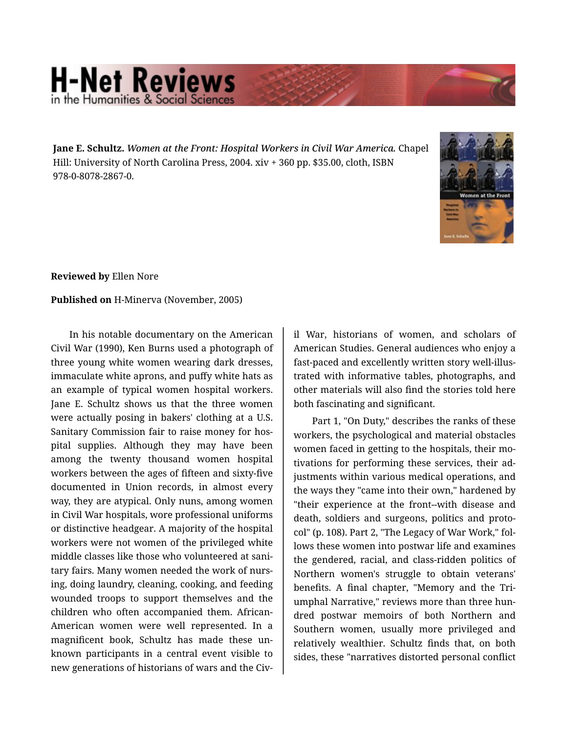**Jane E. Schultz.** *Women at the Front: Hospital Workers in Civil War America.* Chapel Hill: University of North Carolina Press, 2004. xiv + 360 pp. $35.00, cloth, ISBN 978-0-8078-2867-0.

**Reviewed by** Ellen Nore

**Published on** H-Minerva (November, 2005)

In his notable documentary on the American Civil War (1990), Ken Burns used a photograph of three young white women wearing dark dresses, immaculate white aprons, and puffy white hats as an example of typical women hospital workers. Jane E. Schultz shows us that the three women were actually posing in bakers' clothing at a U.S. Sanitary Commission fair to raise money for hospital supplies. Although they may have been among the twenty thousand women hospital workers between the ages of fifteen and sixty-five documented in Union records, in almost every way, they are atypical. Only nuns, among women in Civil War hospitals, wore professional uniforms or distinctive headgear. A majority of the hospital workers were not women of the privileged white middle classes like those who volunteered at sanitary fairs. Many women needed the work of nursing, doing laundry, cleaning, cooking, and feeding wounded troops to support themselves and the children who often accompanied them. African-American women were well represented. In a magnificent book, Schultz has made these unknown participants in a central event visible to new generations of historians of wars and the Civil War, historians of women, and scholars of American Studies. General audiences who enjoy a fast-paced and excellently written story well-illustrated with informative tables, photographs, and other materials will also find the stories told here both fascinating and significant.

Part 1, "On Duty," describes the ranks of these workers, the psychological and material obstacles women faced in getting to the hospitals, their motivations for performing these services, their adjustments within various medical operations, and the ways they "came into their own," hardened by "their experience at the front--with disease and death, soldiers and surgeons, politics and protocol" (p. 108). Part 2, "The Legacy of War Work," follows these women into postwar life and examines the gendered, racial, and class-ridden politics of Northern women's struggle to obtain veterans' benefits. A final chapter, "Memory and the Triumphal Narrative," reviews more than three hundred postwar memoirs of both Northern and Southern women, usually more privileged and relatively wealthier. Schultz finds that, on both sides, these "narratives distorted personal conflict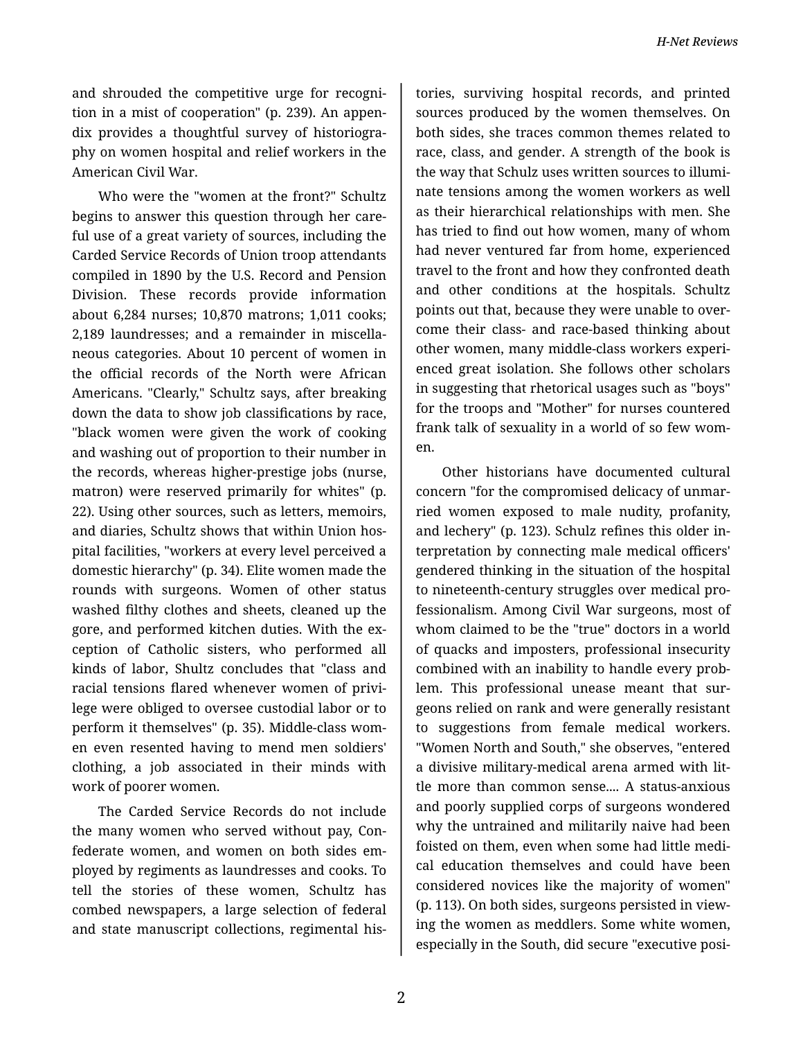and shrouded the competitive urge for recognition in a mist of cooperation" (p. 239). An appendix provides a thoughtful survey of historiography on women hospital and relief workers in the American Civil War.

Who were the "women at the front?" Schultz begins to answer this question through her careful use of a great variety of sources, including the Carded Service Records of Union troop attendants compiled in 1890 by the U.S. Record and Pension Division. These records provide information about 6,284 nurses; 10,870 matrons; 1,011 cooks; 2,189 laundresses; and a remainder in miscellaneous categories. About 10 percent of women in the official records of the North were African Americans. "Clearly," Schultz says, after breaking down the data to show job classifications by race, "black women were given the work of cooking and washing out of proportion to their number in the records, whereas higher-prestige jobs (nurse, matron) were reserved primarily for whites" (p. 22). Using other sources, such as letters, memoirs, and diaries, Schultz shows that within Union hospital facilities, "workers at every level perceived a domestic hierarchy" (p. 34). Elite women made the rounds with surgeons. Women of other status washed filthy clothes and sheets, cleaned up the gore, and performed kitchen duties. With the exception of Catholic sisters, who performed all kinds of labor, Shultz concludes that "class and racial tensions flared whenever women of privilege were obliged to oversee custodial labor or to perform it themselves" (p. 35). Middle-class women even resented having to mend men soldiers' clothing, a job associated in their minds with work of poorer women.

The Carded Service Records do not include the many women who served without pay, Confederate women, and women on both sides employed by regiments as laundresses and cooks. To tell the stories of these women, Schultz has combed newspapers, a large selection of federal and state manuscript collections, regimental histories, surviving hospital records, and printed sources produced by the women themselves. On both sides, she traces common themes related to race, class, and gender. A strength of the book is the way that Schulz uses written sources to illuminate tensions among the women workers as well as their hierarchical relationships with men. She has tried to find out how women, many of whom had never ventured far from home, experienced travel to the front and how they confronted death and other conditions at the hospitals. Schultz points out that, because they were unable to overcome their class- and race-based thinking about other women, many middle-class workers experienced great isolation. She follows other scholars in suggesting that rhetorical usages such as "boys" for the troops and "Mother" for nurses countered frank talk of sexuality in a world of so few women.

Other historians have documented cultural concern "for the compromised delicacy of unmarried women exposed to male nudity, profanity, and lechery" (p. 123). Schulz refines this older interpretation by connecting male medical officers' gendered thinking in the situation of the hospital to nineteenth-century struggles over medical professionalism. Among Civil War surgeons, most of whom claimed to be the "true" doctors in a world of quacks and imposters, professional insecurity combined with an inability to handle every problem. This professional unease meant that surgeons relied on rank and were generally resistant to suggestions from female medical workers. "Women North and South," she observes, "entered a divisive military-medical arena armed with little more than common sense.... A status-anxious and poorly supplied corps of surgeons wondered why the untrained and militarily naive had been foisted on them, even when some had little medical education themselves and could have been considered novices like the majority of women" (p. 113). On both sides, surgeons persisted in viewing the women as meddlers. Some white women, especially in the South, did secure "executive posi-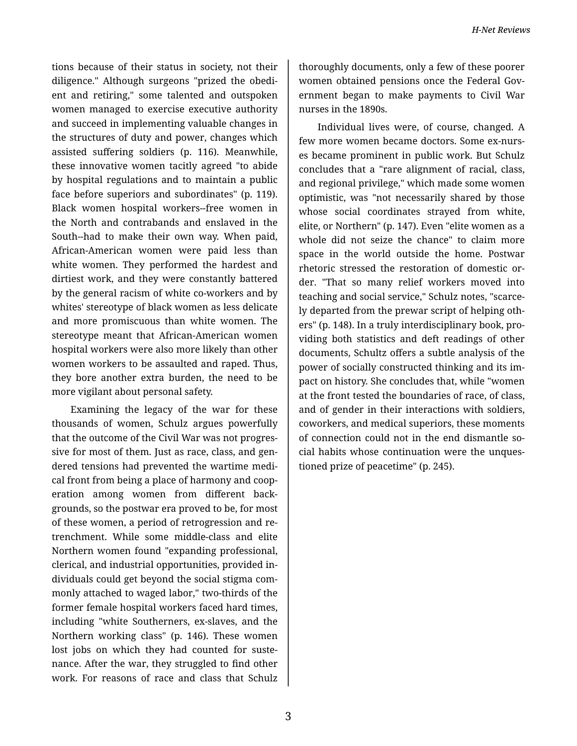tions because of their status in society, not their diligence." Although surgeons "prized the obedient and retiring," some talented and outspoken women managed to exercise executive authority and succeed in implementing valuable changes in the structures of duty and power, changes which assisted suffering soldiers (p. 116). Meanwhile, these innovative women tacitly agreed "to abide by hospital regulations and to maintain a public face before superiors and subordinates" (p. 119). Black women hospital workers--free women in the North and contrabands and enslaved in the South--had to make their own way. When paid, African-American women were paid less than white women. They performed the hardest and dirtiest work, and they were constantly battered by the general racism of white co-workers and by whites' stereotype of black women as less delicate and more promiscuous than white women. The stereotype meant that African-American women hospital workers were also more likely than other women workers to be assaulted and raped. Thus, they bore another extra burden, the need to be more vigilant about personal safety.

Examining the legacy of the war for these thousands of women, Schulz argues powerfully that the outcome of the Civil War was not progressive for most of them. Just as race, class, and gendered tensions had prevented the wartime medical front from being a place of harmony and cooperation among women from different backgrounds, so the postwar era proved to be, for most of these women, a period of retrogression and retrenchment. While some middle-class and elite Northern women found "expanding professional, clerical, and industrial opportunities, provided individuals could get beyond the social stigma commonly attached to waged labor," two-thirds of the former female hospital workers faced hard times, including "white Southerners, ex-slaves, and the Northern working class" (p. 146). These women lost jobs on which they had counted for sustenance. After the war, they struggled to find other work. For reasons of race and class that Schulz thoroughly documents, only a few of these poorer women obtained pensions once the Federal Government began to make payments to Civil War nurses in the 1890s.

Individual lives were, of course, changed. A few more women became doctors. Some ex-nurses became prominent in public work. But Schulz concludes that a "rare alignment of racial, class, and regional privilege," which made some women optimistic, was "not necessarily shared by those whose social coordinates strayed from white, elite, or Northern" (p. 147). Even "elite women as a whole did not seize the chance" to claim more space in the world outside the home. Postwar rhetoric stressed the restoration of domestic order. "That so many relief workers moved into teaching and social service," Schulz notes, "scarcely departed from the prewar script of helping others" (p. 148). In a truly interdisciplinary book, providing both statistics and deft readings of other documents, Schultz offers a subtle analysis of the power of socially constructed thinking and its impact on history. She concludes that, while "women at the front tested the boundaries of race, of class, and of gender in their interactions with soldiers, coworkers, and medical superiors, these moments of connection could not in the end dismantle social habits whose continuation were the unquestioned prize of peacetime" (p. 245).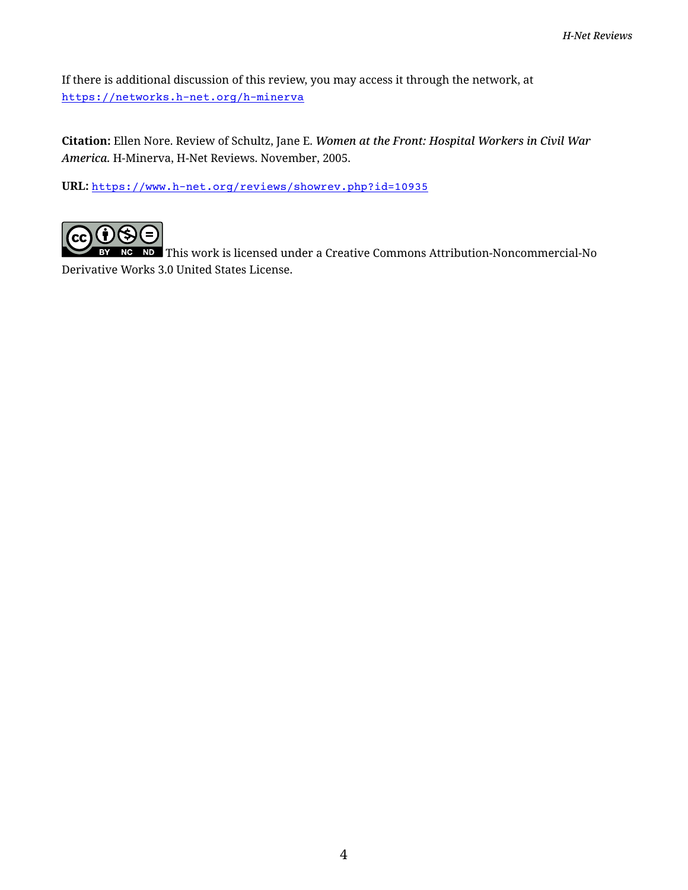If there is additional discussion of this review, you may access it through the network, at https://networks.h-net.org/h-minerva

**Citation:** Ellen Nore. Review of Schultz, Jane E. ***Women at the Front: Hospital Workers in Civil War America.*** H-Minerva, H-Net Reviews. November, 2005.

**URL:** https://www.h-net.org/reviews/showrev.php?id=10935

This work is licensed under a Creative Commons Attribution-Noncommercial-No Derivative Works 3.0 United States License.